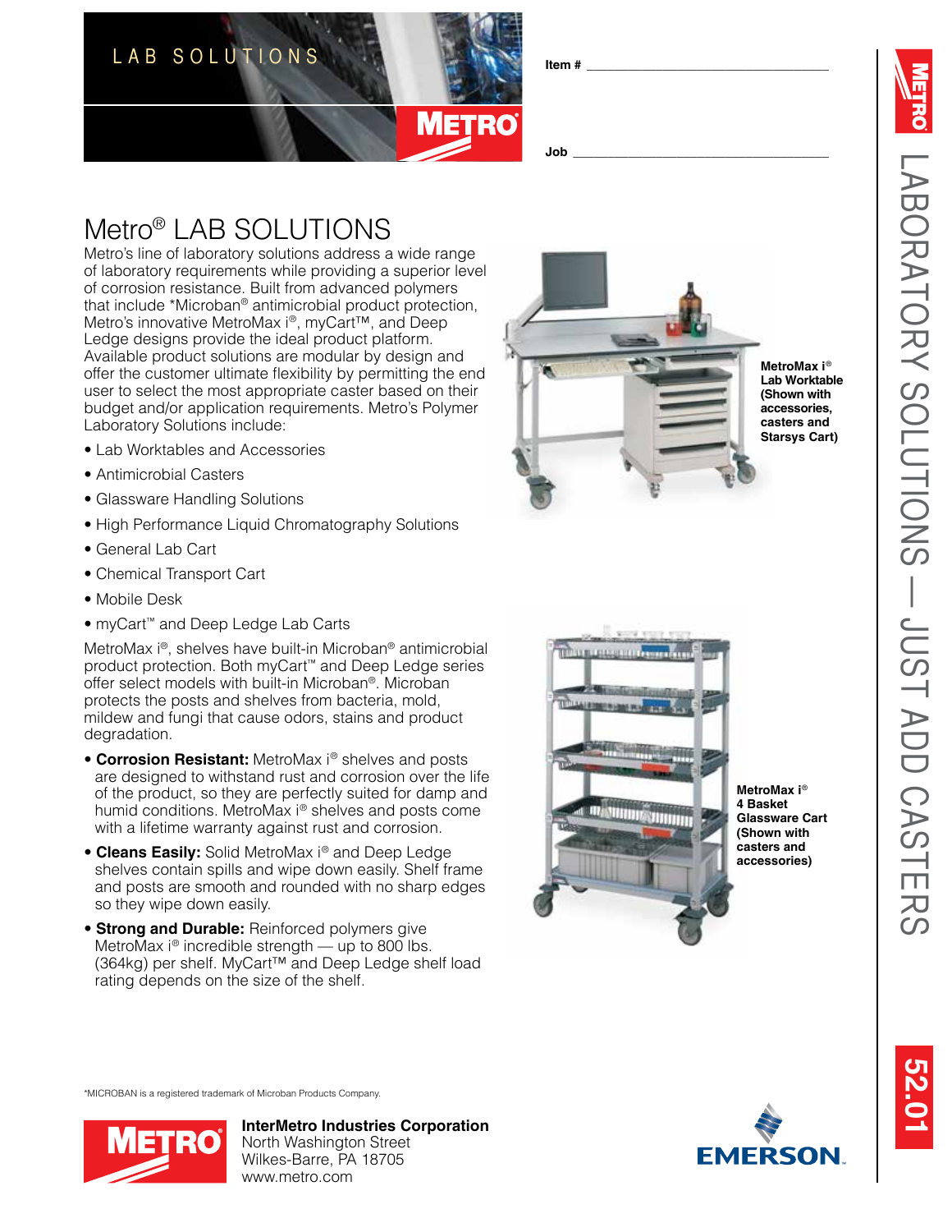LAB SOLUTIONS

Item # ___________________________________

Job ___________________________________

# Metro® LAB SOLUTIONS

Metro's line of laboratory solutions address a wide range of laboratory requirements while providing a superior level of corrosion resistance. Built from advanced polymers that include *Microban® antimicrobial product protection, Metro's innovative MetroMax i®, myCart™, and Deep Ledge designs provide the ideal product platform. Available product solutions are modular by design and offer the customer ultimate flexibility by permitting the end user to select the most appropriate caster based on their budget and/or application requirements. Metro's Polymer Laboratory Solutions include:

- Lab Worktables and Accessories
- Antimicrobial Casters
- Glassware Handling Solutions
- High Performance Liquid Chromatography Solutions
- General Lab Cart
- Chemical Transport Cart
- Mobile Desk
- myCart™ and Deep Ledge Lab Carts

MetroMax i®, shelves have built-in Microban® antimicrobial product protection. Both myCart™ and Deep Ledge series offer select models with built-in Microban®. Microban protects the posts and shelves from bacteria, mold, mildew and fungi that cause odors, stains and product degradation.

- **Corrosion Resistant:** MetroMax i® shelves and posts are designed to withstand rust and corrosion over the life of the product, so they are perfectly suited for damp and humid conditions. MetroMax i® shelves and posts come with a lifetime warranty against rust and corrosion.
- **Cleans Easily:** Solid MetroMax i® and Deep Ledge shelves contain spills and wipe down easily. Shelf frame and posts are smooth and rounded with no sharp edges so they wipe down easily.
- **Strong and Durable:** Reinforced polymers give MetroMax i® incredible strength — up to 800 lbs. (364kg) per shelf. MyCart™ and Deep Ledge shelf load rating depends on the size of the shelf.

**MetroMax i® Lab Worktable (Shown with accessories, casters and Starsys Cart)**

**MetroMax i® 4 Basket Glassware Cart (Shown with casters and accessories)**

*MICROBAN is a registered trademark of Microban Products Company.

**InterMetro Industries Corporation**
North Washington Street
Wilkes-Barre, PA 18705
www.metro.com

LABORATORY SOLUTIONS — JUST ADD CASTERS

52.01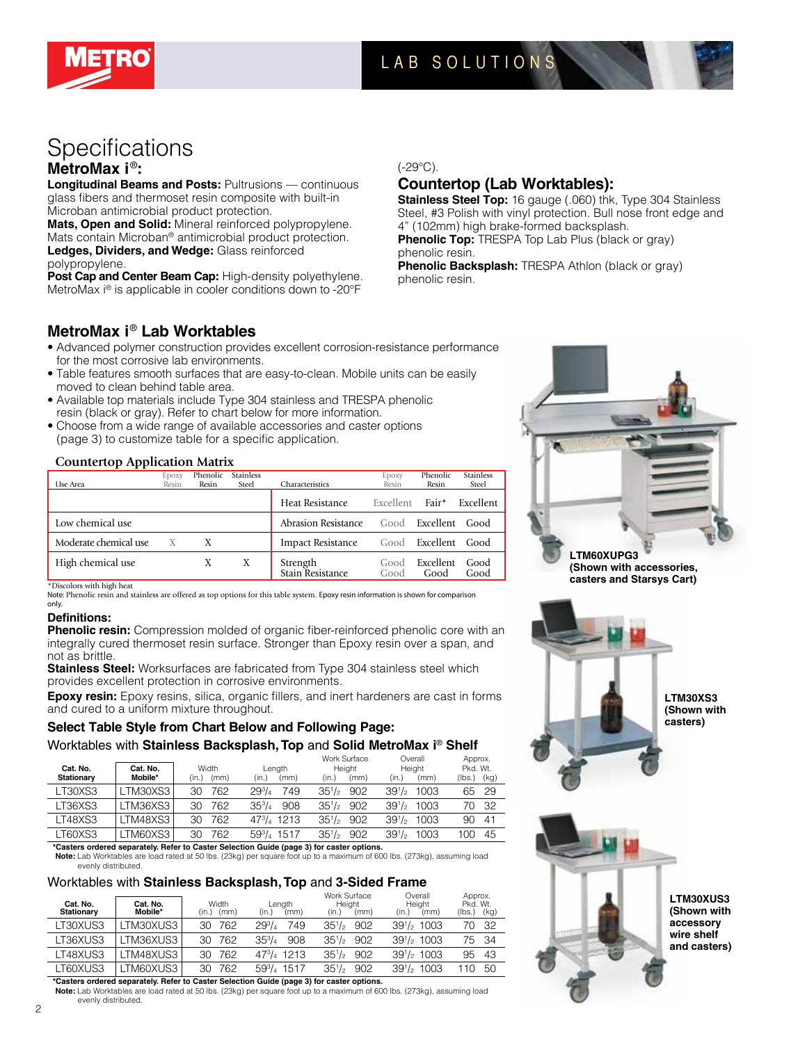# Specifications

## MetroMax i®:

**Longitudinal Beams and Posts:** Pultrusions — continuous glass fibers and thermoset resin composite with built-in Microban antimicrobial product protection.
**Mats, Open and Solid:** Mineral reinforced polypropylene. Mats contain Microban® antimicrobial product protection.
**Ledges, Dividers, and Wedge:** Glass reinforced polypropylene.
**Post Cap and Center Beam Cap:** High-density polyethylene. MetroMax i® is applicable in cooler conditions down to -20°F (-29°C).

## Countertop (Lab Worktables):

**Stainless Steel Top:** 16 gauge (.060) thk, Type 304 Stainless Steel, #3 Polish with vinyl protection. Bull nose front edge and 4" (102mm) high brake-formed backsplash.
**Phenolic Top:** TRESPA Top Lab Plus (black or gray) phenolic resin.
**Phenolic Backsplash:** TRESPA Athlon (black or gray) phenolic resin.

## MetroMax i® Lab Worktables

- Advanced polymer construction provides excellent corrosion-resistance performance for the most corrosive lab environments.
- Table features smooth surfaces that are easy-to-clean. Mobile units can be easily moved to clean behind table area.
- Available top materials include Type 304 stainless and TRESPA phenolic resin (black or gray). Refer to chart below for more information.
- Choose from a wide range of available accessories and caster options (page 3) to customize table for a specific application.

### Countertop Application Matrix

| Use Area | Epoxy Resin | Phenolic Resin | Stainless Steel | Characteristics | Epoxy Resin | Phenolic Resin | Stainless Steel |
|---|---|---|---|---|---|---|---|
| | | | | Heat Resistance | Excellent | Fair* | Excellent |
| Low chemical use | | | | Abrasion Resistance | Good | Excellent | Good |
| Moderate chemical use | X | X | | Impact Resistance | Good | Excellent | Good |
| High chemical use | | X | X | Strength<br>Stain Resistance | Good<br>Good | Excellent<br>Good | Good<br>Good |

*Discolors with high heat
Note: Phenolic resin and stainless are offered as top options for this table system. Epoxy resin information is shown for comparison only.

LTM60XUPG3 (Shown with accessories, casters and Starsys Cart)

### Definitions:

**Phenolic resin:** Compression molded of organic fiber-reinforced phenolic core with an integrally cured thermoset resin surface. Stronger than Epoxy resin over a span, and not as brittle.
**Stainless Steel:** Worksurfaces are fabricated from Type 304 stainless steel which provides excellent protection in corrosive environments.
**Epoxy resin:** Epoxy resins, silica, organic fillers, and inert hardeners are cast in forms and cured to a uniform mixture throughout.

### Select Table Style from Chart Below and Following Page:

Worktables with **Stainless Backsplash, Top** and **Solid MetroMax i® Shelf**

| Cat. No. Stationary | Cat. No. Mobile* | Width (in.) | Width (mm) | Length (in.) | Length (mm) | Work Surface Height (in.) | Work Surface Height (mm) | Overall Height (in.) | Overall Height (mm) | Approx. Pkd. Wt. (lbs.) | Approx. Pkd. Wt. (kg) |
|---|---|---|---|---|---|---|---|---|---|---|---|
| LT30XS3 | LTM30XS3 | 30 | 762 | 29 3/4 | 749 | 35 1/2 | 902 | 39 1/2 | 1003 | 65 | 29 |
| LT36XS3 | LTM36XS3 | 30 | 762 | 35 3/4 | 908 | 35 1/2 | 902 | 39 1/2 | 1003 | 70 | 32 |
| LT48XS3 | LTM48XS3 | 30 | 762 | 47 3/4 | 1213 | 35 1/2 | 902 | 39 1/2 | 1003 | 90 | 41 |
| LT60XS3 | LTM60XS3 | 30 | 762 | 59 3/4 | 1517 | 35 1/2 | 902 | 39 1/2 | 1003 | 100 | 45 |

**\*Casters ordered separately. Refer to Caster Selection Guide (page 3) for caster options.**
**Note:** Lab Worktables are load rated at 50 lbs. (23kg) per square foot up to a maximum of 600 lbs. (273kg), assuming load evenly distributed.

LTM30XS3 (Shown with casters)

Worktables with **Stainless Backsplash, Top** and **3-Sided Frame**

| Cat. No. Stationary | Cat. No. Mobile* | Width (in.) | Width (mm) | Length (in.) | Length (mm) | Work Surface Height (in.) | Work Surface Height (mm) | Overall Height (in.) | Overall Height (mm) | Approx. Pkd. Wt. (lbs.) | Approx. Pkd. Wt. (kg) |
|---|---|---|---|---|---|---|---|---|---|---|---|
| LT30XUS3 | LTM30XUS3 | 30 | 762 | 29 3/4 | 749 | 35 1/2 | 902 | 39 1/2 | 1003 | 70 | 32 |
| LT36XUS3 | LTM36XUS3 | 30 | 762 | 35 3/4 | 908 | 35 1/2 | 902 | 39 1/2 | 1003 | 75 | 34 |
| LT48XUS3 | LTM48XUS3 | 30 | 762 | 47 3/4 | 1213 | 35 1/2 | 902 | 39 1/2 | 1003 | 95 | 43 |
| LT60XUS3 | LTM60XUS3 | 30 | 762 | 59 3/4 | 1517 | 35 1/2 | 902 | 39 1/2 | 1003 | 110 | 50 |

**\*Casters ordered separately. Refer to Caster Selection Guide (page 3) for caster options.**
**Note:** Lab Worktables are load rated at 50 lbs. (23kg) per square foot up to a maximum of 600 lbs. (273kg), assuming load evenly distributed.

LTM30XUS3 (Shown with accessory wire shelf and casters)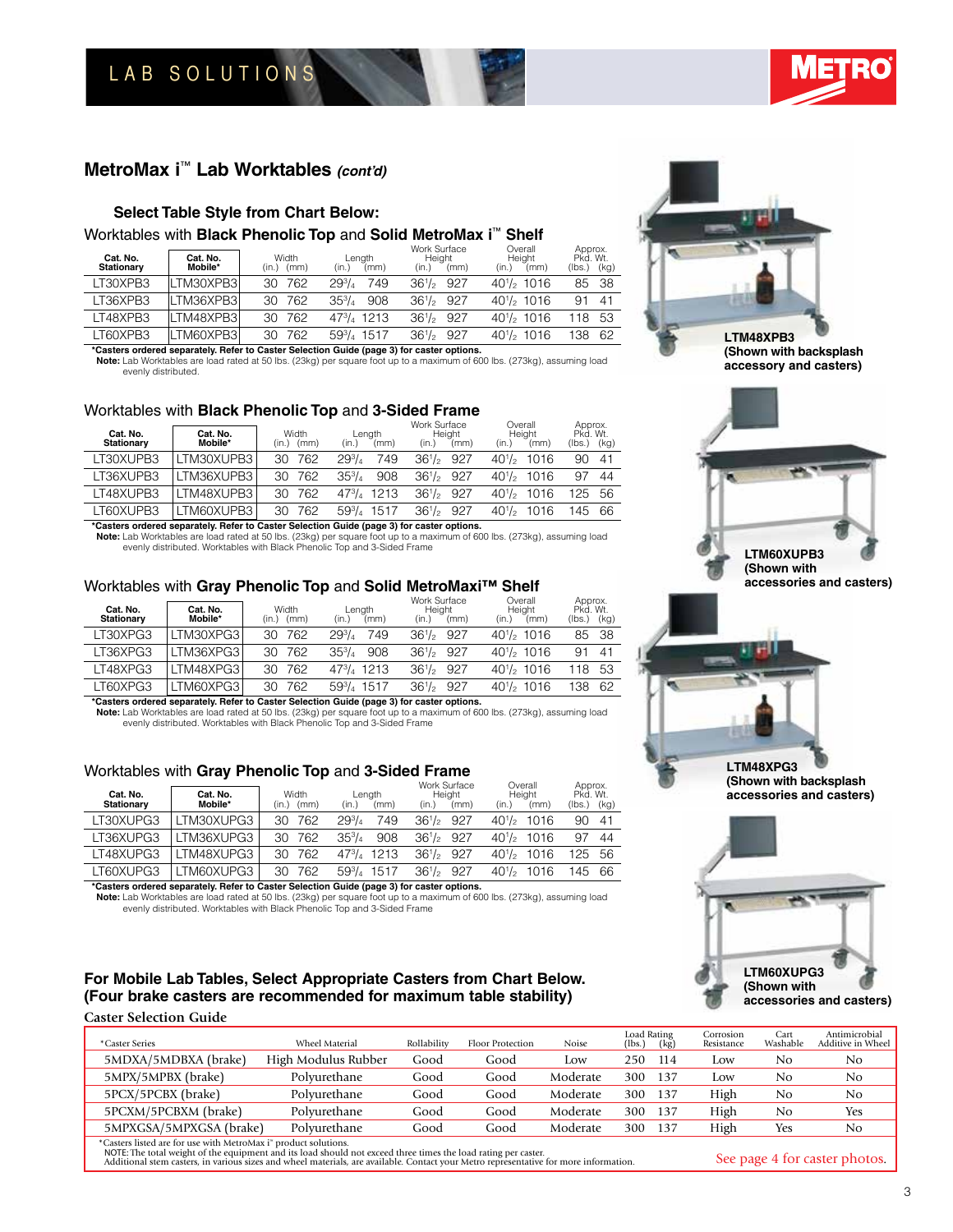## MetroMax i™ Lab Worktables *(cont'd)*

### Select Table Style from Chart Below:

Worktables with **Black Phenolic Top** and **Solid MetroMax i™ Shelf**

| Cat. No. Stationary | Cat. No. Mobile* | Width (in.) | Width (mm) | Length (in.) | Length (mm) | Work Surface Height (in.) | Work Surface Height (mm) | Overall Height (in.) | Overall Height (mm) | Approx. Pkd. Wt. (lbs.) | Approx. Pkd. Wt. (kg) |
|---|---|---|---|---|---|---|---|---|---|---|---|
| LT30XPB3 | LTM30XPB3 | 30 | 762 | 29³/₄ | 749 | 36¹/₂ | 927 | 40¹/₂ | 1016 | 85 | 38 |
| LT36XPB3 | LTM36XPB3 | 30 | 762 | 35³/₄ | 908 | 36¹/₂ | 927 | 40¹/₂ | 1016 | 91 | 41 |
| LT48XPB3 | LTM48XPB3 | 30 | 762 | 47³/₄ | 1213 | 36¹/₂ | 927 | 40¹/₂ | 1016 | 118 | 53 |
| LT60XPB3 | LTM60XPB3 | 30 | 762 | 59³/₄ | 1517 | 36¹/₂ | 927 | 40¹/₂ | 1016 | 138 | 62 |

***Casters ordered separately. Refer to Caster Selection Guide (page 3) for caster options.**

**Note:** Lab Worktables are load rated at 50 lbs. (23kg) per square foot up to a maximum of 600 lbs. (273kg), assuming load evenly distributed.

**LTM48XPB3**
**(Shown with backsplash accessory and casters)**

Worktables with **Black Phenolic Top** and **3-Sided Frame**

| Cat. No. Stationary | Cat. No. Mobile* | Width (in.) | Width (mm) | Length (in.) | Length (mm) | Work Surface Height (in.) | Work Surface Height (mm) | Overall Height (in.) | Overall Height (mm) | Approx. Pkd. Wt. (lbs.) | Approx. Pkd. Wt. (kg) |
|---|---|---|---|---|---|---|---|---|---|---|---|
| LT30XUPB3 | LTM30XUPB3 | 30 | 762 | 29³/₄ | 749 | 36¹/₂ | 927 | 40¹/₂ | 1016 | 90 | 41 |
| LT36XUPB3 | LTM36XUPB3 | 30 | 762 | 35³/₄ | 908 | 36¹/₂ | 927 | 40¹/₂ | 1016 | 97 | 44 |
| LT48XUPB3 | LTM48XUPB3 | 30 | 762 | 47³/₄ | 1213 | 36¹/₂ | 927 | 40¹/₂ | 1016 | 125 | 56 |
| LT60XUPB3 | LTM60XUPB3 | 30 | 762 | 59³/₄ | 1517 | 36¹/₂ | 927 | 40¹/₂ | 1016 | 145 | 66 |

***Casters ordered separately. Refer to Caster Selection Guide (page 3) for caster options.**

**Note:** Lab Worktables are load rated at 50 lbs. (23kg) per square foot up to a maximum of 600 lbs. (273kg), assuming load evenly distributed. Worktables with Black Phenolic Top and 3-Sided Frame

**LTM60XUPB3**
**(Shown with accessories and casters)**

Worktables with **Gray Phenolic Top** and **Solid MetroMaxi™ Shelf**

| Cat. No. Stationary | Cat. No. Mobile* | Width (in.) | Width (mm) | Length (in.) | Length (mm) | Work Surface Height (in.) | Work Surface Height (mm) | Overall Height (in.) | Overall Height (mm) | Approx. Pkd. Wt. (lbs.) | Approx. Pkd. Wt. (kg) |
|---|---|---|---|---|---|---|---|---|---|---|---|
| LT30XPG3 | LTM30XPG3 | 30 | 762 | 29³/₄ | 749 | 36¹/₂ | 927 | 40¹/₂ | 1016 | 85 | 38 |
| LT36XPG3 | LTM36XPG3 | 30 | 762 | 35³/₄ | 908 | 36¹/₂ | 927 | 40¹/₂ | 1016 | 91 | 41 |
| LT48XPG3 | LTM48XPG3 | 30 | 762 | 47³/₄ | 1213 | 36¹/₂ | 927 | 40¹/₂ | 1016 | 118 | 53 |
| LT60XPG3 | LTM60XPG3 | 30 | 762 | 59³/₄ | 1517 | 36¹/₂ | 927 | 40¹/₂ | 1016 | 138 | 62 |

***Casters ordered separately. Refer to Caster Selection Guide (page 3) for caster options.**

**Note:** Lab Worktables are load rated at 50 lbs. (23kg) per square foot up to a maximum of 600 lbs. (273kg), assuming load evenly distributed. Worktables with Black Phenolic Top and 3-Sided Frame

**LTM48XPG3**
**(Shown with backsplash accessories and casters)**

Worktables with **Gray Phenolic Top** and **3-Sided Frame**

| Cat. No. Stationary | Cat. No. Mobile* | Width (in.) | Width (mm) | Length (in.) | Length (mm) | Work Surface Height (in.) | Work Surface Height (mm) | Overall Height (in.) | Overall Height (mm) | Approx. Pkd. Wt. (lbs.) | Approx. Pkd. Wt. (kg) |
|---|---|---|---|---|---|---|---|---|---|---|---|
| LT30XUPG3 | LTM30XUPG3 | 30 | 762 | 29³/₄ | 749 | 36¹/₂ | 927 | 40¹/₂ | 1016 | 90 | 41 |
| LT36XUPG3 | LTM36XUPG3 | 30 | 762 | 35³/₄ | 908 | 36¹/₂ | 927 | 40¹/₂ | 1016 | 97 | 44 |
| LT48XUPG3 | LTM48XUPG3 | 30 | 762 | 47³/₄ | 1213 | 36¹/₂ | 927 | 40¹/₂ | 1016 | 125 | 56 |
| LT60XUPG3 | LTM60XUPG3 | 30 | 762 | 59³/₄ | 1517 | 36¹/₂ | 927 | 40¹/₂ | 1016 | 145 | 66 |

***Casters ordered separately. Refer to Caster Selection Guide (page 3) for caster options.**

**Note:** Lab Worktables are load rated at 50 lbs. (23kg) per square foot up to a maximum of 600 lbs. (273kg), assuming load evenly distributed. Worktables with Black Phenolic Top and 3-Sided Frame

**LTM60XUPG3**
**(Shown with accessories and casters)**

### For Mobile Lab Tables, Select Appropriate Casters from Chart Below. (Four brake casters are recommended for maximum table stability)

**Caster Selection Guide**

| *Caster Series | Wheel Material | Rollability | Floor Protection | Noise | Load Rating (lbs.) | Load Rating (kg) | Corrosion Resistance | Cart Washable | Antimicrobial Additive in Wheel |
|---|---|---|---|---|---|---|---|---|---|
| 5MDXA/5MDBXA (brake) | High Modulus Rubber | Good | Good | Low | 250 | 114 | Low | No | No |
| 5MPX/5MPBX (brake) | Polyurethane | Good | Good | Moderate | 300 | 137 | Low | No | No |
| 5PCX/5PCBX (brake) | Polyurethane | Good | Good | Moderate | 300 | 137 | High | No | No |
| 5PCXM/5PCBXM (brake) | Polyurethane | Good | Good | Moderate | 300 | 137 | High | No | Yes |
| 5MPXGSA/5MPXGSA (brake) | Polyurethane | Good | Good | Moderate | 300 | 137 | High | Yes | No |

*Casters listed are for use with MetroMax i® product solutions.
NOTE: The total weight of the equipment and its load should not exceed three times the load rating per caster.
Additional stem casters, in various sizes and wheel materials, are available. Contact your Metro representative for more information.

See page 4 for caster photos.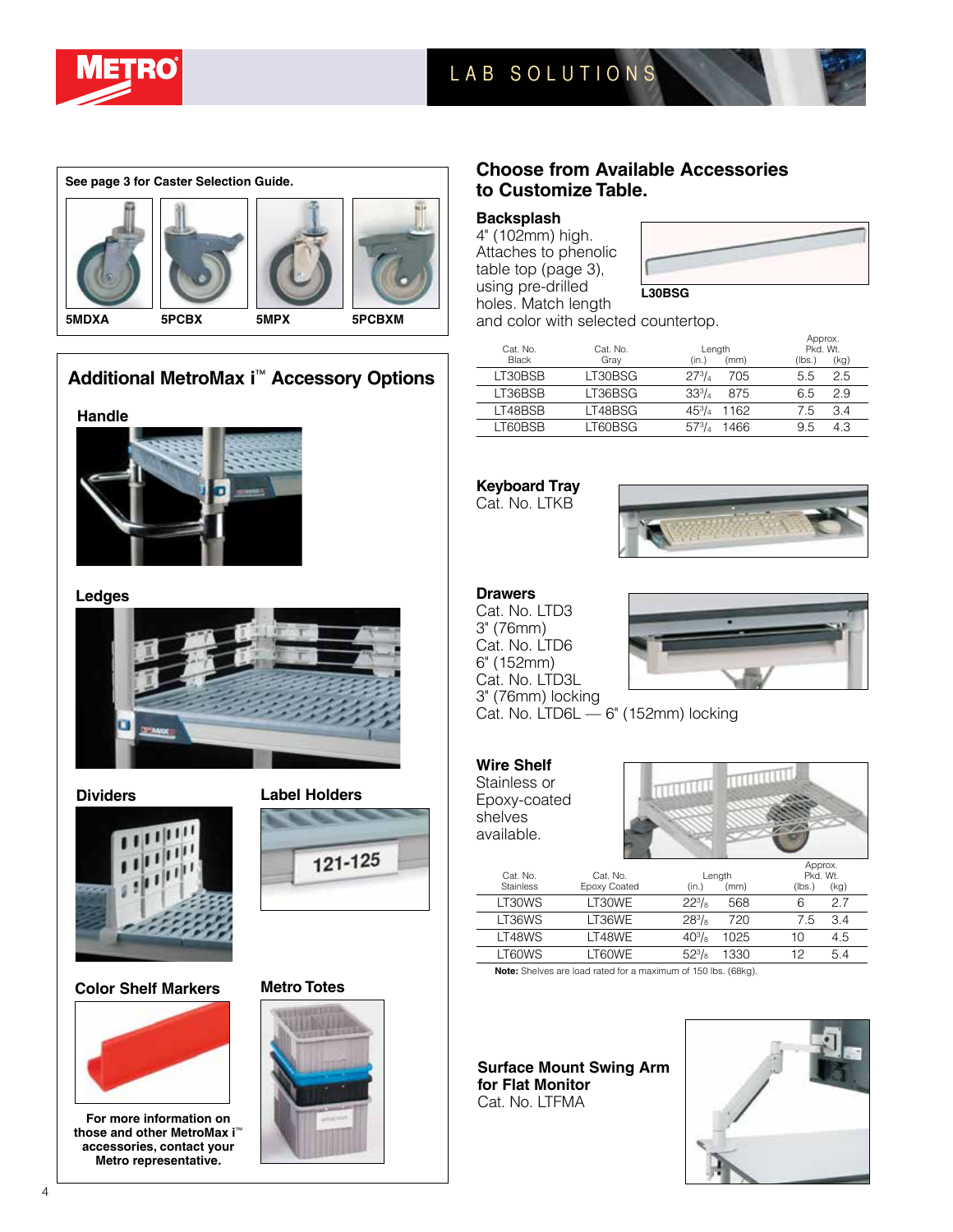See page 3 for Caster Selection Guide.

**5MDXA** **5PCBX** **5MPX** **5PCBXM**

## Additional MetroMax i™ Accessory Options

### Handle

### Ledges

### Dividers

### Label Holders

121-125

### Color Shelf Markers

### Metro Totes

**For more information on those and other MetroMax i™ accessories, contact your Metro representative.**

## Choose from Available Accessories to Customize Table.

### Backsplash

4" (102mm) high. Attaches to phenolic table top (page 3), using pre-drilled holes. Match length and color with selected countertop.

**L30BSG**

| Cat. No. Black | Cat. No. Gray | Length (in.) | Length (mm) | Approx. Pkd. Wt. (lbs.) | Approx. Pkd. Wt. (kg) |
|---|---|---|---|---|---|
| LT30BSB | LT30BSG | 27$^{3}/_{4}$ | 705 | 5.5 | 2.5 |
| LT36BSB | LT36BSG | 33$^{3}/_{4}$ | 875 | 6.5 | 2.9 |
| LT48BSB | LT48BSG | 45$^{3}/_{4}$ | 1162 | 7.5 | 3.4 |
| LT60BSB | LT60BSG | 57$^{3}/_{4}$ | 1466 | 9.5 | 4.3 |

### Keyboard Tray

Cat. No. LTKB

### Drawers

Cat. No. LTD3
3" (76mm)
Cat. No. LTD6
6" (152mm)
Cat. No. LTD3L
3" (76mm) locking
Cat. No. LTD6L — 6" (152mm) locking

### Wire Shelf

Stainless or Epoxy-coated shelves available.

| Cat. No. Stainless | Cat. No. Epoxy Coated | Length (in.) | Length (mm) | Approx. Pkd. Wt. (lbs.) | Approx. Pkd. Wt. (kg) |
|---|---|---|---|---|---|
| LT30WS | LT30WE | 22$^{3}/_{8}$ | 568 | 6 | 2.7 |
| LT36WS | LT36WE | 28$^{3}/_{8}$ | 720 | 7.5 | 3.4 |
| LT48WS | LT48WE | 40$^{3}/_{8}$ | 1025 | 10 | 4.5 |
| LT60WS | LT60WE | 52$^{3}/_{8}$ | 1330 | 12 | 5.4 |

**Note:** Shelves are load rated for a maximum of 150 lbs. (68kg).

### Surface Mount Swing Arm for Flat Monitor

Cat. No. LTFMA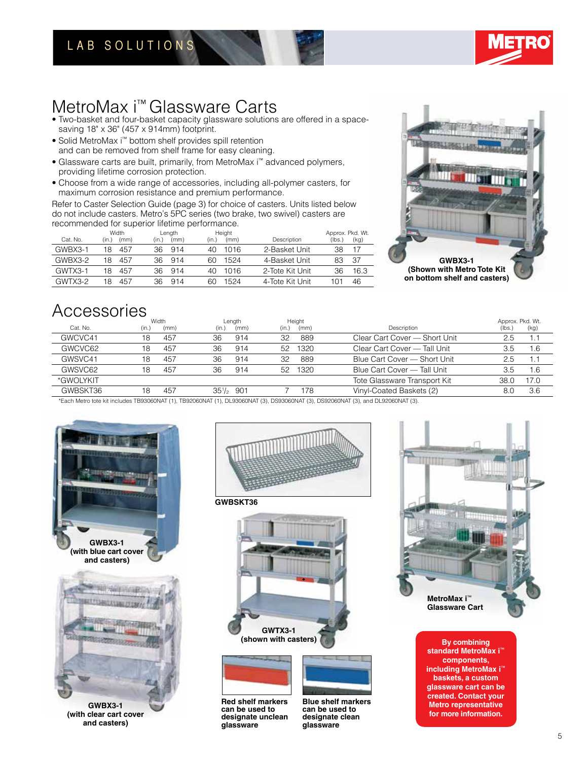LAB SOLUTIONS

# MetroMax i™ Glassware Carts

- Two-basket and four-basket capacity glassware solutions are offered in a space-saving 18" x 36" (457 x 914mm) footprint.
- Solid MetroMax i™ bottom shelf provides spill retention and can be removed from shelf frame for easy cleaning.
- Glassware carts are built, primarily, from MetroMax i™ advanced polymers, providing lifetime corrosion protection.
- Choose from a wide range of accessories, including all-polymer casters, for maximum corrosion resistance and premium performance.

Refer to Caster Selection Guide (page 3) for choice of casters. Units listed below do not include casters. Metro's 5PC series (two brake, two swivel) casters are recommended for superior lifetime performance.

| Cat. No. | Width (in.) | Width (mm) | Length (in.) | Length (mm) | Height (in.) | Height (mm) | Description | Approx. Pkd. Wt. (lbs.) | Approx. Pkd. Wt. (kg) |
|---|---|---|---|---|---|---|---|---|---|
| GWBX3-1 | 18 | 457 | 36 | 914 | 40 | 1016 | 2-Basket Unit | 38 | 17 |
| GWBX3-2 | 18 | 457 | 36 | 914 | 60 | 1524 | 4-Basket Unit | 83 | 37 |
| GWTX3-1 | 18 | 457 | 36 | 914 | 40 | 1016 | 2-Tote Kit Unit | 36 | 16.3 |
| GWTX3-2 | 18 | 457 | 36 | 914 | 60 | 1524 | 4-Tote Kit Unit | 101 | 46 |

**GWBX3-1 (Shown with Metro Tote Kit on bottom shelf and casters)**

# Accessories

| Cat. No. | Width (in.) | Width (mm) | Length (in.) | Length (mm) | Height (in.) | Height (mm) | Description | Approx. Pkd. Wt. (lbs.) | Approx. Pkd. Wt. (kg) |
|---|---|---|---|---|---|---|---|---|---|
| GWCVC41 | 18 | 457 | 36 | 914 | 32 | 889 | Clear Cart Cover — Short Unit | 2.5 | 1.1 |
| GWCVC62 | 18 | 457 | 36 | 914 | 52 | 1320 | Clear Cart Cover — Tall Unit | 3.5 | 1.6 |
| GWSVC41 | 18 | 457 | 36 | 914 | 32 | 889 | Blue Cart Cover — Short Unit | 2.5 | 1.1 |
| GWSVC62 | 18 | 457 | 36 | 914 | 52 | 1320 | Blue Cart Cover — Tall Unit | 3.5 | 1.6 |
| *GWOLYKIT | | | | | | | Tote Glassware Transport Kit | 38.0 | 17.0 |
| GWBSKT36 | 18 | 457 | 35½ | 901 | 7 | 178 | Vinyl-Coated Baskets (2) | 8.0 | 3.6 |

*Each Metro tote kit includes TB93060NAT (1), TB92060NAT (1), DL93060NAT (3), DS93060NAT (3), DS92060NAT (3), and DL92060NAT (3).

**GWBX3-1 (with blue cart cover and casters)**

**GWBX3-1 (with clear cart cover and casters)**

**GWBSKT36**

**GWTX3-1 (shown with casters)**

**Red shelf markers can be used to designate unclean glassware**

**Blue shelf markers can be used to designate clean glassware**

**MetroMax i™ Glassware Cart**

**By combining standard MetroMax i™ components, including MetroMax i™ baskets, a custom glassware cart can be created. Contact your Metro representative for more information.**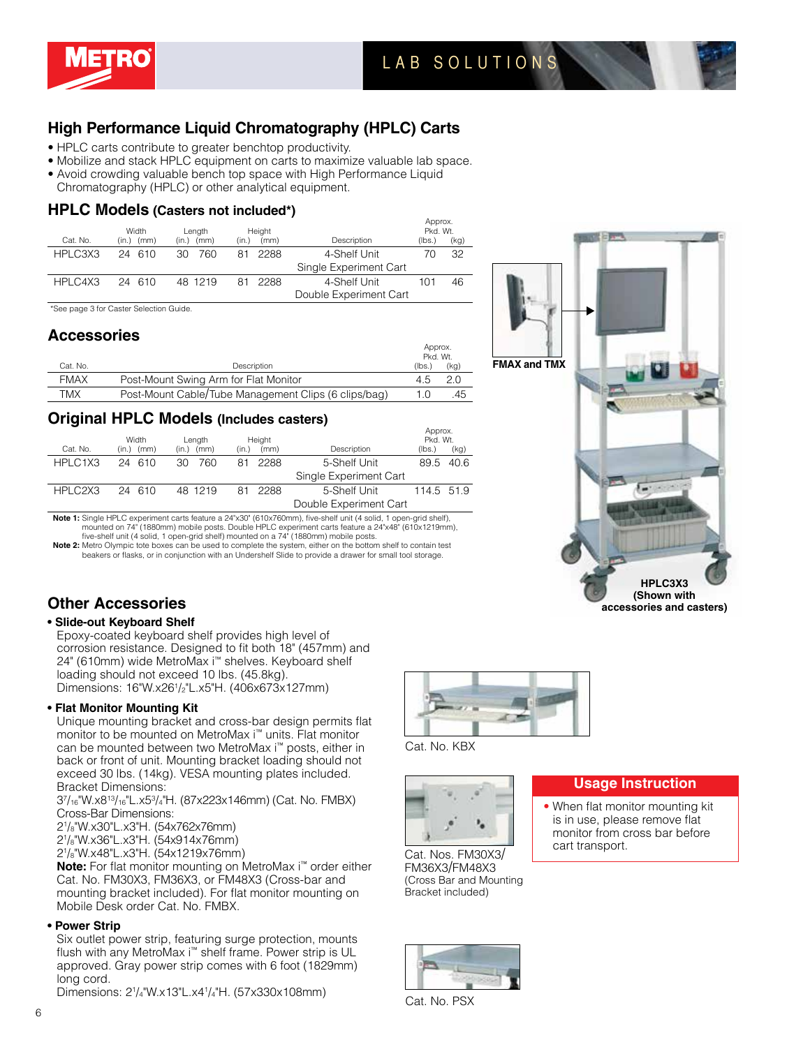# High Performance Liquid Chromatography (HPLC) Carts

- HPLC carts contribute to greater benchtop productivity.
- Mobilize and stack HPLC equipment on carts to maximize valuable lab space.
- Avoid crowding valuable bench top space with High Performance Liquid Chromatography (HPLC) or other analytical equipment.

## HPLC Models (Casters not included*)

| Cat. No. | Width (in.) | Width (mm) | Length (in.) | Length (mm) | Height (in.) | Height (mm) | Description | Approx. Pkd. Wt. (lbs.) | Approx. Pkd. Wt. (kg) |
|---|---|---|---|---|---|---|---|---|---|
| HPLC3X3 | 24 | 610 | 30 | 760 | 81 | 2288 | 4-Shelf Unit Single Experiment Cart | 70 | 32 |
| HPLC4X3 | 24 | 610 | 48 | 1219 | 81 | 2288 | 4-Shelf Unit Double Experiment Cart | 101 | 46 |

*See page 3 for Caster Selection Guide.

## Accessories

| Cat. No. | Description | Approx. Pkd. Wt. (lbs.) | Approx. Pkd. Wt. (kg) |
|---|---|---|---|
| FMAX | Post-Mount Swing Arm for Flat Monitor | 4.5 | 2.0 |
| TMX | Post-Mount Cable/Tube Management Clips (6 clips/bag) | 1.0 | .45 |

## Original HPLC Models (Includes casters)

| Cat. No. | Width (in.) | Width (mm) | Length (in.) | Length (mm) | Height (in.) | Height (mm) | Description | Approx. Pkd. Wt. (lbs.) | Approx. Pkd. Wt. (kg) |
|---|---|---|---|---|---|---|---|---|---|
| HPLC1X3 | 24 | 610 | 30 | 760 | 81 | 2288 | 5-Shelf Unit Single Experiment Cart | 89.5 | 40.6 |
| HPLC2X3 | 24 | 610 | 48 | 1219 | 81 | 2288 | 5-Shelf Unit Double Experiment Cart | 114.5 | 51.9 |

**Note 1:** Single HPLC experiment carts feature a 24"x30" (610x760mm), five-shelf unit (4 solid, 1 open-grid shelf), mounted on 74" (1880mm) mobile posts. Double HPLC experiment carts feature a 24"x48" (610x1219mm), five-shelf unit (4 solid, 1 open-grid shelf) mounted on a 74" (1880mm) mobile posts.

**Note 2:** Metro Olympic tote boxes can be used to complete the system, either on the bottom shelf to contain test beakers or flasks, or in conjunction with an Undershelf Slide to provide a drawer for small tool storage.

FMAX and TMX

**HPLC3X3 (Shown with accessories and casters)**

## Other Accessories

- **Slide-out Keyboard Shelf**
  Epoxy-coated keyboard shelf provides high level of corrosion resistance. Designed to fit both 18" (457mm) and 24" (610mm) wide MetroMax i™ shelves. Keyboard shelf loading should not exceed 10 lbs. (45.8kg).
  Dimensions: 16"W.x26 1/2"L.x5"H. (406x673x127mm)

- **Flat Monitor Mounting Kit**
  Unique mounting bracket and cross-bar design permits flat monitor to be mounted on MetroMax i™ units. Flat monitor can be mounted between two MetroMax i™ posts, either in back or front of unit. Mounting bracket loading should not exceed 30 lbs. (14kg). VESA mounting plates included.
  Bracket Dimensions:
  3 7/16"W.x8 13/16"L.x5 3/4"H. (87x223x146mm) (Cat. No. FMBX)
  Cross-Bar Dimensions:
  2 1/8"W.x30"L.x3"H. (54x762x76mm)
  2 1/8"W.x36"L.x3"H. (54x914x76mm)
  2 1/8"W.x48"L.x3"H. (54x1219x76mm)
  **Note:** For flat monitor mounting on MetroMax i™ order either Cat. No. FM30X3, FM36X3, or FM48X3 (Cross-bar and mounting bracket included). For flat monitor mounting on Mobile Desk order Cat. No. FMBX.

- **Power Strip**
  Six outlet power strip, featuring surge protection, mounts flush with any MetroMax i™ shelf frame. Power strip is UL approved. Gray power strip comes with 6 foot (1829mm) long cord.
  Dimensions: 2 1/4"W.x13"L.x4 1/4"H. (57x330x108mm)

Cat. No. KBX

Cat. Nos. FM30X3/FM36X3/FM48X3 (Cross Bar and Mounting Bracket included)

Cat. No. PSX

### Usage Instruction

- When flat monitor mounting kit is in use, please remove flat monitor from cross bar before cart transport.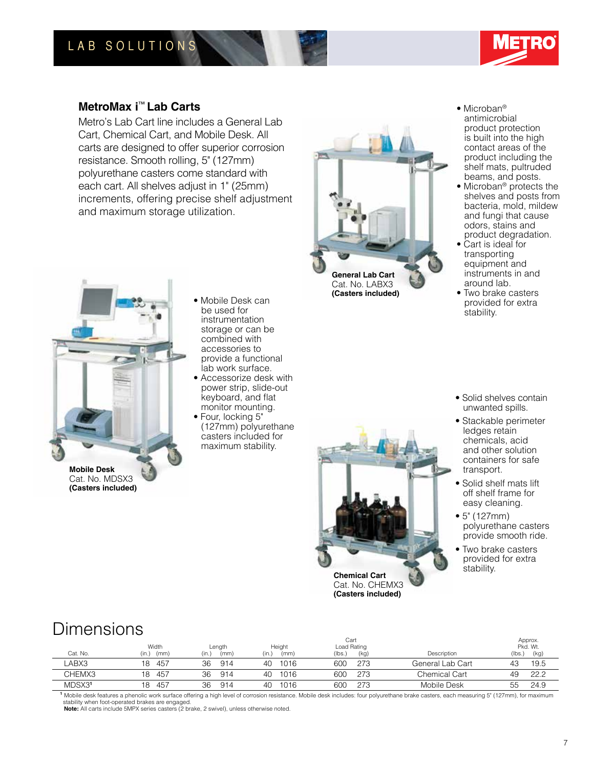## MetroMax i™ Lab Carts

Metro's Lab Cart line includes a General Lab Cart, Chemical Cart, and Mobile Desk. All carts are designed to offer superior corrosion resistance. Smooth rolling, 5" (127mm) polyurethane casters come standard with each cart. All shelves adjust in 1" (25mm) increments, offering precise shelf adjustment and maximum storage utilization.

**General Lab Cart**
Cat. No. LABX3
**(Casters included)**

- Microban® antimicrobial product protection is built into the high contact areas of the product including the shelf mats, pultruded beams, and posts.
- Microban® protects the shelves and posts from bacteria, mold, mildew and fungi that cause odors, stains and product degradation.
- Cart is ideal for transporting equipment and instruments in and around lab.
- Two brake casters provided for extra stability.

**Mobile Desk**
Cat. No. MDSX3
**(Casters included)**

- Mobile Desk can be used for instrumentation storage or can be combined with accessories to provide a functional lab work surface.
- Accessorize desk with power strip, slide-out keyboard, and flat monitor mounting.
- Four, locking 5" (127mm) polyurethane casters included for maximum stability.

**Chemical Cart**
Cat. No. CHEMX3
**(Casters included)**

- Solid shelves contain unwanted spills.
- Stackable perimeter ledges retain chemicals, acid and other solution containers for safe transport.
- Solid shelf mats lift off shelf frame for easy cleaning.
- 5" (127mm) polyurethane casters provide smooth ride.
- Two brake casters provided for extra stability.

# Dimensions

| Cat. No. | Width (in.) | Width (mm) | Length (in.) | Length (mm) | Height (in.) | Height (mm) | Cart Load Rating (lbs.) | Cart Load Rating (kg) | Description | Approx. Pkd. Wt. (lbs.) | Approx. Pkd. Wt. (kg) |
|---|---|---|---|---|---|---|---|---|---|---|---|
| LABX3 | 18 | 457 | 36 | 914 | 40 | 1016 | 600 | 273 | General Lab Cart | 43 | 19.5 |
| CHEMX3 | 18 | 457 | 36 | 914 | 40 | 1016 | 600 | 273 | Chemical Cart | 49 | 22.2 |
| MDSX3[1] | 18 | 457 | 36 | 914 | 40 | 1016 | 600 | 273 | Mobile Desk | 55 | 24.9 |

[1] Mobile desk features a phenolic work surface offering a high level of corrosion resistance. Mobile desk includes: four polyurethane brake casters, each measuring 5" (127mm), for maximum stability when foot-operated brakes are engaged.

**Note:** All carts include 5MPX series casters (2 brake, 2 swivel), unless otherwise noted.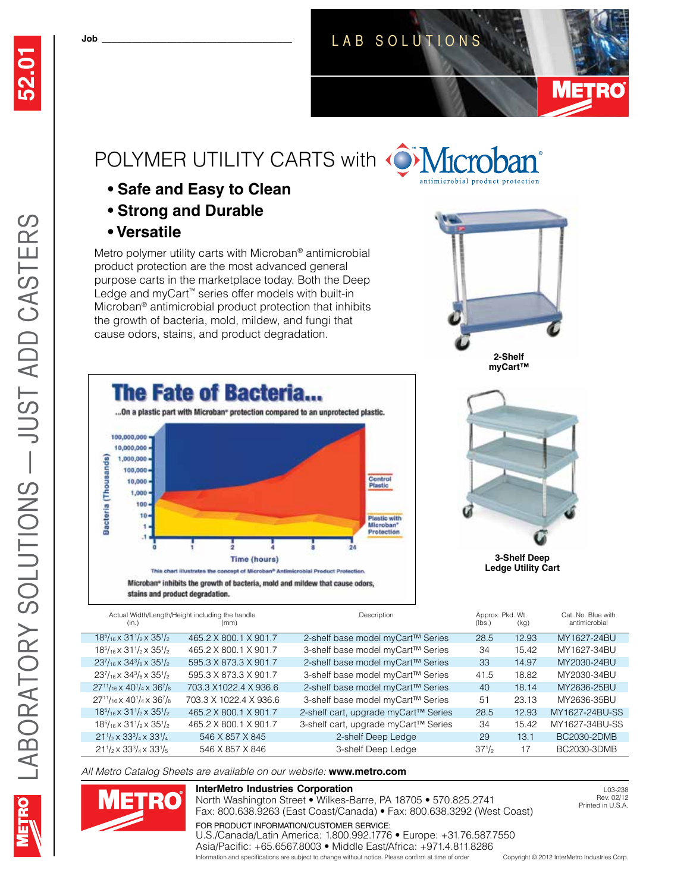Job ____________________________________

LAB SOLUTIONS

# POLYMER UTILITY CARTS with Microban®

antimicrobial product protection

- **Safe and Easy to Clean**
- **Strong and Durable**
- **Versatile**

Metro polymer utility carts with Microban® antimicrobial product protection are the most advanced general purpose carts in the marketplace today. Both the Deep Ledge and myCart™ series offer models with built-in Microban® antimicrobial product protection that inhibits the growth of bacteria, mold, mildew, and fungi that cause odors, stains, and product degradation.

**2-Shelf myCart™**

**3-Shelf Deep Ledge Utility Cart**

**The Fate of Bacteria...**

...On a plastic part with Microban® protection compared to an unprotected plastic.

Bacteria (Thousands)

100,000,000
10,000,000
1,000,000
100,000
10,000
1,000
100
10
1
.1

0 1 2 4 8 24

Time (hours)

Control Plastic

Plastic with Microban® Protection

This chart illustrates the concept of Microban® Antimicrobial Product Protection.

Microban® inhibits the growth of bacteria, mold and mildew that cause odors, stains and product degradation.

| Actual Width/Length/Height including the handle (in.) | (mm) | Description | Approx. Pkd. Wt. (lbs.) | (kg) | Cat. No. Blue with antimicrobial |
|---|---|---|---|---|---|
| 18 5/16 x 31 1/2 x 35 1/2 | 465.2 X 800.1 X 901.7 | 2-shelf base model myCart™ Series | 28.5 | 12.93 | MY1627-24BU |
| 18 5/16 x 31 1/2 x 35 1/2 | 465.2 X 800.1 X 901.7 | 3-shelf base model myCart™ Series | 34 | 15.42 | MY1627-34BU |
| 23 7/16 x 34 3/8 x 35 1/2 | 595.3 X 873.3 X 901.7 | 2-shelf base model myCart™ Series | 33 | 14.97 | MY2030-24BU |
| 23 7/16 x 34 3/8 x 35 1/2 | 595.3 X 873.3 X 901.7 | 3-shelf base model myCart™ Series | 41.5 | 18.82 | MY2030-34BU |
| 27 11/16 x 40 1/4 x 36 7/8 | 703.3 X1022.4 X 936.6 | 2-shelf base model myCart™ Series | 40 | 18.14 | MY2636-25BU |
| 27 11/16 x 40 1/4 x 36 7/8 | 703.3 X 1022.4 X 936.6 | 3-shelf base model myCart™ Series | 51 | 23.13 | MY2636-35BU |
| 18 5/16 x 31 1/2 x 35 1/2 | 465.2 X 800.1 X 901.7 | 2-shelf cart, upgrade myCart™ Series | 28.5 | 12.93 | MY1627-24BU-SS |
| 18 5/16 x 31 1/2 x 35 1/2 | 465.2 X 800.1 X 901.7 | 3-shelf cart, upgrade myCart™ Series | 34 | 15.42 | MY1627-34BU-SS |
| 21 1/2 x 33 3/4 x 33 1/4 | 546 X 857 X 845 | 2-shelf Deep Ledge | 29 | 13.1 | BC2030-2DMB |
| 21 1/2 x 33 3/4 x 33 1/5 | 546 X 857 X 846 | 3-shelf Deep Ledge | 37 1/2 | 17 | BC2030-3DMB |

*All Metro Catalog Sheets are available on our website:* **www.metro.com**

**InterMetro Industries Corporation**
North Washington Street • Wilkes-Barre, PA 18705 • 570.825.2741
Fax: 800.638.9263 (East Coast/Canada) • Fax: 800.638.3292 (West Coast)

FOR PRODUCT INFORMATION/CUSTOMER SERVICE:
U.S./Canada/Latin America: 1.800.992.1776 • Europe: +31.76.587.7550
Asia/Pacific: +65.6567.8003 • Middle East/Africa: +971.4.811.8286

Information and specifications are subject to change without notice. Please confirm at time of order

L03-238
Rev. 02/12
Printed in U.S.A.

Copyright © 2012 InterMetro Industries Corp.